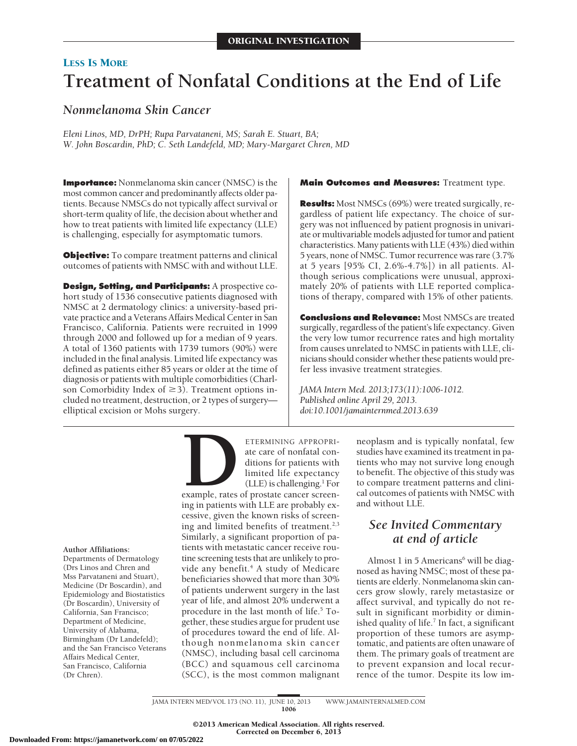ORIGINAL INVESTIGATION

LESS IS MORE

# Treatment of Nonfatal Conditions at the End of Life

## Nonmelanoma Skin Cancer

*Eleni Linos, MD, DrPH; Rupa Parvataneni, MS; Sarah E. Stuart, BA; W. John Boscardin, PhD; C. Seth Landefeld, MD; Mary-Margaret Chren, MD*

**Importance:** Nonmelanoma skin cancer (NMSC) is the most common cancer and predominantly affects older patients. Because NMSCs do not typically affect survival or short-term quality of life, the decision about whether and how to treat patients with limited life expectancy (LLE) is challenging, especially for asymptomatic tumors.

**Objective:** To compare treatment patterns and clinical outcomes of patients with NMSC with and without LLE.

**Design, Setting, and Participants:** A prospective cohort study of 1536 consecutive patients diagnosed with NMSC at 2 dermatology clinics: a university-based private practice and a Veterans Affairs Medical Center in San Francisco, California. Patients were recruited in 1999 through 2000 and followed up for a median of 9 years. A total of 1360 patients with 1739 tumors (90%) were included in the final analysis. Limited life expectancy was defined as patients either 85 years or older at the time of diagnosis or patients with multiple comorbidities (Charlson Comorbidity Index of ≥3). Treatment options included no treatment, destruction, or 2 types of surgery—elliptical excision or Mohs surgery.

**Main Outcomes and Measures:** Treatment type.

**Results:** Most NMSCs (69%) were treated surgically, regardless of patient life expectancy. The choice of surgery was not influenced by patient prognosis in univariate or multivariable models adjusted for tumor and patient characteristics. Many patients with LLE (43%) died within 5 years, none of NMSC. Tumor recurrence was rare (3.7% at 5 years [95% CI, 2.6%-4.7%]) in all patients. Although serious complications were unusual, approximately 20% of patients with LLE reported complications of therapy, compared with 15% of other patients.

**Conclusions and Relevance:** Most NMSCs are treated surgically, regardless of the patient's life expectancy. Given the very low tumor recurrence rates and high mortality from causes unrelated to NMSC in patients with LLE, clinicians should consider whether these patients would prefer less invasive treatment strategies.

*JAMA Intern Med. 2013;173(11):1006-1012. Published online April 29, 2013. doi:10.1001/jamainternmed.2013.639*

Author Affiliations: Departments of Dermatology (Drs Linos and Chren and Mss Parvataneni and Stuart), Medicine (Dr Boscardin), and Epidemiology and Biostatistics (Dr Boscardin), University of California, San Francisco; Department of Medicine, University of Alabama, Birmingham (Dr Landefeld); and the San Francisco Veterans Affairs Medical Center, San Francisco, California (Dr Chren).

Determining appropriate care of nonfatal conditions for patients with limited life expectancy (LLE) is challenging.[1] For example, rates of prostate cancer screening in patients with LLE are probably excessive, given the known risks of screening and limited benefits of treatment.[2,3] Similarly, a significant proportion of patients with metastatic cancer receive routine screening tests that are unlikely to provide any benefit.[4] A study of Medicare beneficiaries showed that more than 30% of patients underwent surgery in the last year of life, and almost 20% underwent a procedure in the last month of life.[5] Together, these studies argue for prudent use of procedures toward the end of life. Although nonmelanoma skin cancer (NMSC), including basal cell carcinoma (BCC) and squamous cell carcinoma (SCC), is the most common malignant neoplasm and is typically nonfatal, few studies have examined its treatment in patients who may not survive long enough to benefit. The objective of this study was to compare treatment patterns and clinical outcomes of patients with NMSC with and without LLE.

*See Invited Commentary at end of article*

Almost 1 in 5 Americans[6] will be diagnosed as having NMSC; most of these patients are elderly. Nonmelanoma skin cancers grow slowly, rarely metastasize or affect survival, and typically do not result in significant morbidity or diminished quality of life.[7] In fact, a significant proportion of these tumors are asymptomatic, and patients are often unaware of them. The primary goals of treatment are to prevent expansion and local recurrence of the tumor. Despite its low im-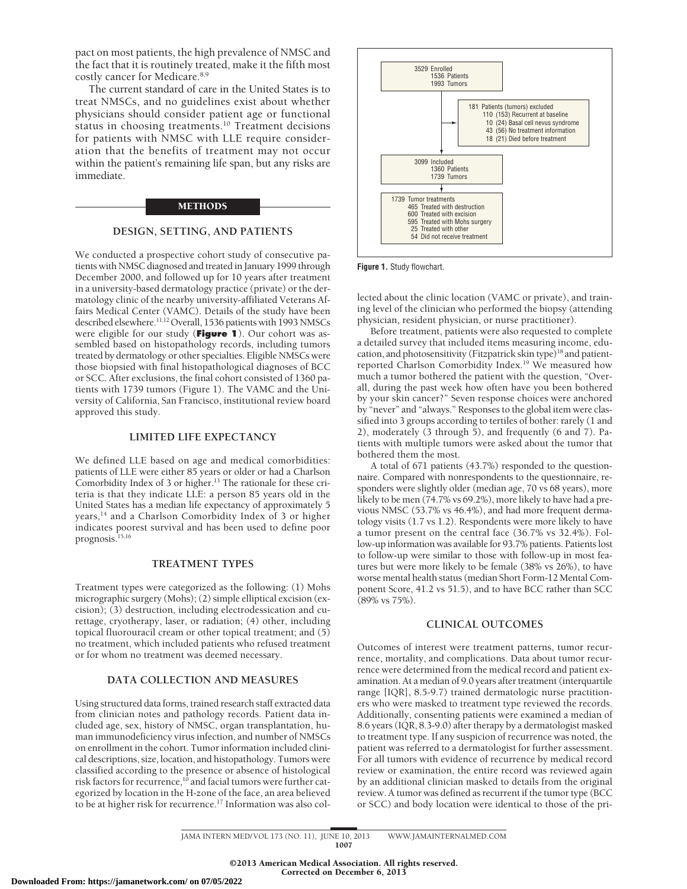pact on most patients, the high prevalence of NMSC and the fact that it is routinely treated, make it the fifth most costly cancer for Medicare.[8,9]

The current standard of care in the United States is to treat NMSCs, and no guidelines exist about whether physicians should consider patient age or functional status in choosing treatments.[10] Treatment decisions for patients with NMSC with LLE require consideration that the benefits of treatment may not occur within the patient's remaining life span, but any risks are immediate.

## METHODS

### DESIGN, SETTING, AND PATIENTS

We conducted a prospective cohort study of consecutive patients with NMSC diagnosed and treated in January 1999 through December 2000, and followed up for 10 years after treatment in a university-based dermatology practice (private) or the dermatology clinic of the nearby university-affiliated Veterans Affairs Medical Center (VAMC). Details of the study have been described elsewhere.[11,12] Overall, 1536 patients with 1993 NMSCs were eligible for our study (**Figure 1**). Our cohort was assembled based on histopathology records, including tumors treated by dermatology or other specialties. Eligible NMSCs were those biopsied with final histopathological diagnoses of BCC or SCC. After exclusions, the final cohort consisted of 1360 patients with 1739 tumors (Figure 1). The VAMC and the University of California, San Francisco, institutional review board approved this study.

### LIMITED LIFE EXPECTANCY

We defined LLE based on age and medical comorbidities: patients of LLE were either 85 years or older or had a Charlson Comorbidity Index of 3 or higher.[13] The rationale for these criteria is that they indicate LLE: a person 85 years old in the United States has a median life expectancy of approximately 5 years,[14] and a Charlson Comorbidity Index of 3 or higher indicates poorest survival and has been used to define poor prognosis.[15,16]

### TREATMENT TYPES

Treatment types were categorized as the following: (1) Mohs micrographic surgery (Mohs); (2) simple elliptical excision (excision); (3) destruction, including electrodessication and curettage, cryotherapy, laser, or radiation; (4) other, including topical fluorouracil cream or other topical treatment; and (5) no treatment, which included patients who refused treatment or for whom no treatment was deemed necessary.

### DATA COLLECTION AND MEASURES

Using structured data forms, trained research staff extracted data from clinician notes and pathology records. Patient data included age, sex, history of NMSC, organ transplantation, human immunodeficiency virus infection, and number of NMSCs on enrollment in the cohort. Tumor information included clinical descriptions, size, location, and histopathology. Tumors were classified according to the presence or absence of histological risk factors for recurrence,[10] and facial tumors were further categorized by location in the H-zone of the face, an area believed to be at higher risk for recurrence.[17] Information was also collected about the clinic location (VAMC or private), and training level of the clinician who performed the biopsy (attending physician, resident physician, or nurse practitioner).

3529 Enrolled
1536 Patients
1993 Tumors

181 Patients (tumors) excluded
110 (153) Recurrent at baseline
10 (24) Basal cell nevus syndrome
43 (56) No treatment information
18 (21) Died before treatment

3099 Included
1360 Patients
1739 Tumors

1739 Tumor treatments
465 Treated with destruction
600 Treated with excision
595 Treated with Mohs surgery
25 Treated with other
54 Did not receive treatment

**Figure 1.** Study flowchart.

Before treatment, patients were also requested to complete a detailed survey that included items measuring income, education, and photosensitivity (Fitzpatrick skin type)[18] and patient-reported Charlson Comorbidity Index.[19] We measured how much a tumor bothered the patient with the question, "Overall, during the past week how often have you been bothered by your skin cancer?" Seven response choices were anchored by "never" and "always." Responses to the global item were classified into 3 groups according to tertiles of bother: rarely (1 and 2), moderately (3 through 5), and frequently (6 and 7). Patients with multiple tumors were asked about the tumor that bothered them the most.

A total of 671 patients (43.7%) responded to the questionnaire. Compared with nonrespondents to the questionnaire, responders were slightly older (median age, 70 vs 68 years), more likely to be men (74.7% vs 69.2%), more likely to have had a previous NMSC (53.7% vs 46.4%), and had more frequent dermatology visits (1.7 vs 1.2). Respondents were more likely to have a tumor present on the central face (36.7% vs 32.4%). Follow-up information was available for 93.7% patients. Patients lost to follow-up were similar to those with follow-up in most features but were more likely to be female (38% vs 26%), to have worse mental health status (median Short Form-12 Mental Component Score, 41.2 vs 51.5), and to have BCC rather than SCC (89% vs 75%).

### CLINICAL OUTCOMES

Outcomes of interest were treatment patterns, tumor recurrence, mortality, and complications. Data about tumor recurrence were determined from the medical record and patient examination. At a median of 9.0 years after treatment (interquartile range [IQR], 8.5-9.7) trained dermatologic nurse practitioners who were masked to treatment type reviewed the records. Additionally, consenting patients were examined a median of 8.6 years (IQR, 8.3-9.0) after therapy by a dermatologist masked to treatment type. If any suspicion of recurrence was noted, the patient was referred to a dermatologist for further assessment. For all tumors with evidence of recurrence by medical record review or examination, the entire record was reviewed again by an additional clinician masked to details from the original review. A tumor was defined as recurrent if the tumor type (BCC or SCC) and body location were identical to those of the pri-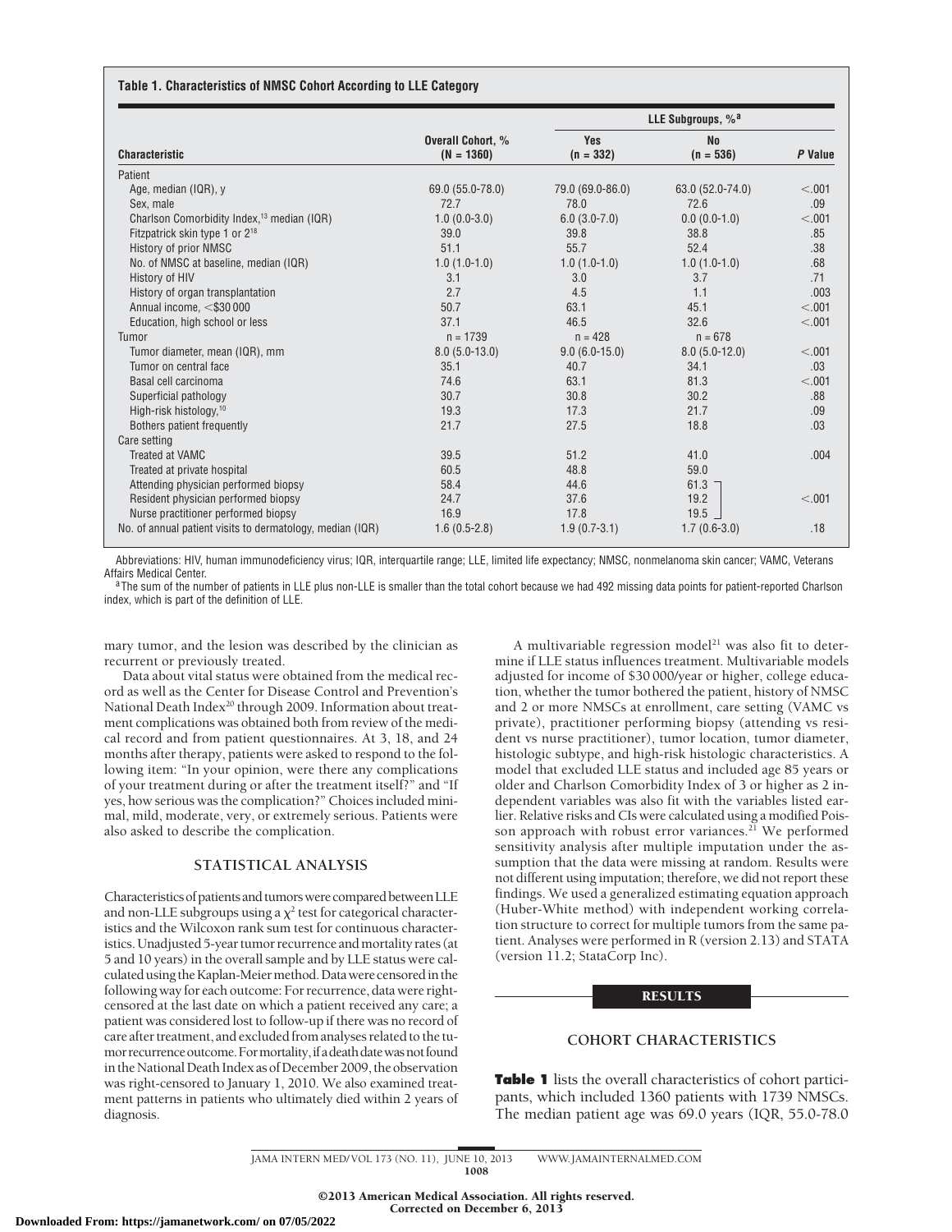**Table 1. Characteristics of NMSC Cohort According to LLE Category**

| Characteristic | Overall Cohort, % (N = 1360) | LLE Subgroups, %[a] Yes (n = 332) | No (n = 536) | P Value |
|---|---|---|---|---|
| Patient | | | | |
| Age, median (IQR), y | 69.0 (55.0-78.0) | 79.0 (69.0-86.0) | 63.0 (52.0-74.0) | <.001 |
| Sex, male | 72.7 | 78.0 | 72.6 | .09 |
| Charlson Comorbidity Index,[13] median (IQR) | 1.0 (0.0-3.0) | 6.0 (3.0-7.0) | 0.0 (0.0-1.0) | <.001 |
| Fitzpatrick skin type 1 or 2[18] | 39.0 | 39.8 | 38.8 | .85 |
| History of prior NMSC | 51.1 | 55.7 | 52.4 | .38 |
| No. of NMSC at baseline, median (IQR) | 1.0 (1.0-1.0) | 1.0 (1.0-1.0) | 1.0 (1.0-1.0) | .68 |
| History of HIV | 3.1 | 3.0 | 3.7 | .71 |
| History of organ transplantation | 2.7 | 4.5 | 1.1 | .003 |
| Annual income, <$30 000 | 50.7 | 63.1 | 45.1 | <.001 |
| Education, high school or less | 37.1 | 46.5 | 32.6 | <.001 |
| Tumor | n = 1739 | n = 428 | n = 678 | |
| Tumor diameter, mean (IQR), mm | 8.0 (5.0-13.0) | 9.0 (6.0-15.0) | 8.0 (5.0-12.0) | <.001 |
| Tumor on central face | 35.1 | 40.7 | 34.1 | .03 |
| Basal cell carcinoma | 74.6 | 63.1 | 81.3 | <.001 |
| Superficial pathology | 30.7 | 30.8 | 30.2 | .88 |
| High-risk histology,[10] | 19.3 | 17.3 | 21.7 | .09 |
| Bothers patient frequently | 21.7 | 27.5 | 18.8 | .03 |
| Care setting | | | | |
| Treated at VAMC | 39.5 | 51.2 | 41.0 | .004 |
| Treated at private hospital | 60.5 | 48.8 | 59.0 | |
| Attending physician performed biopsy | 58.4 | 44.6 | 61.3 | <.001 |
| Resident physician performed biopsy | 24.7 | 37.6 | 19.2 | |
| Nurse practitioner performed biopsy | 16.9 | 17.8 | 19.5 | |
| No. of annual patient visits to dermatology, median (IQR) | 1.6 (0.5-2.8) | 1.9 (0.7-3.1) | 1.7 (0.6-3.0) | .18 |

Abbreviations: HIV, human immunodeficiency virus; IQR, interquartile range; LLE, limited life expectancy; NMSC, nonmelanoma skin cancer; VAMC, Veterans Affairs Medical Center.

[a] The sum of the number of patients in LLE plus non-LLE is smaller than the total cohort because we had 492 missing data points for patient-reported Charlson index, which is part of the definition of LLE.

mary tumor, and the lesion was described by the clinician as recurrent or previously treated.

Data about vital status were obtained from the medical record as well as the Center for Disease Control and Prevention's National Death Index[20] through 2009. Information about treatment complications was obtained both from review of the medical record and from patient questionnaires. At 3, 18, and 24 months after therapy, patients were asked to respond to the following item: "In your opinion, were there any complications of your treatment during or after the treatment itself?" and "If yes, how serious was the complication?" Choices included minimal, mild, moderate, very, or extremely serious. Patients were also asked to describe the complication.

## STATISTICAL ANALYSIS

Characteristics of patients and tumors were compared between LLE and non-LLE subgroups using a $\chi^2$ test for categorical characteristics and the Wilcoxon rank sum test for continuous characteristics. Unadjusted 5-year tumor recurrence and mortality rates (at 5 and 10 years) in the overall sample and by LLE status were calculated using the Kaplan-Meier method. Data were censored in the following way for each outcome: For recurrence, data were right-censored at the last date on which a patient received any care; a patient was considered lost to follow-up if there was no record of care after treatment, and excluded from analyses related to the tumor recurrence outcome. For mortality, if a death date was not found in the National Death Index as of December 2009, the observation was right-censored to January 1, 2010. We also examined treatment patterns in patients who ultimately died within 2 years of diagnosis.

A multivariable regression model[21] was also fit to determine if LLE status influences treatment. Multivariable models adjusted for income of $30 000/year or higher, college education, whether the tumor bothered the patient, history of NMSC and 2 or more NMSCs at enrollment, care setting (VAMC vs private), practitioner performing biopsy (attending vs resident vs nurse practitioner), tumor location, tumor diameter, histologic subtype, and high-risk histologic characteristics. A model that excluded LLE status and included age 85 years or older and Charlson Comorbidity Index of 3 or higher as 2 independent variables was also fit with the variables listed earlier. Relative risks and CIs were calculated using a modified Poisson approach with robust error variances.[21] We performed sensitivity analysis after multiple imputation under the assumption that the data were missing at random. Results were not different using imputation; therefore, we did not report these findings. We used a generalized estimating equation approach (Huber-White method) with independent working correlation structure to correct for multiple tumors from the same patient. Analyses were performed in R (version 2.13) and STATA (version 11.2; StataCorp Inc).

# RESULTS

## COHORT CHARACTERISTICS

**Table 1** lists the overall characteristics of cohort participants, which included 1360 patients with 1739 NMSCs. The median patient age was 69.0 years (IQR, 55.0-78.0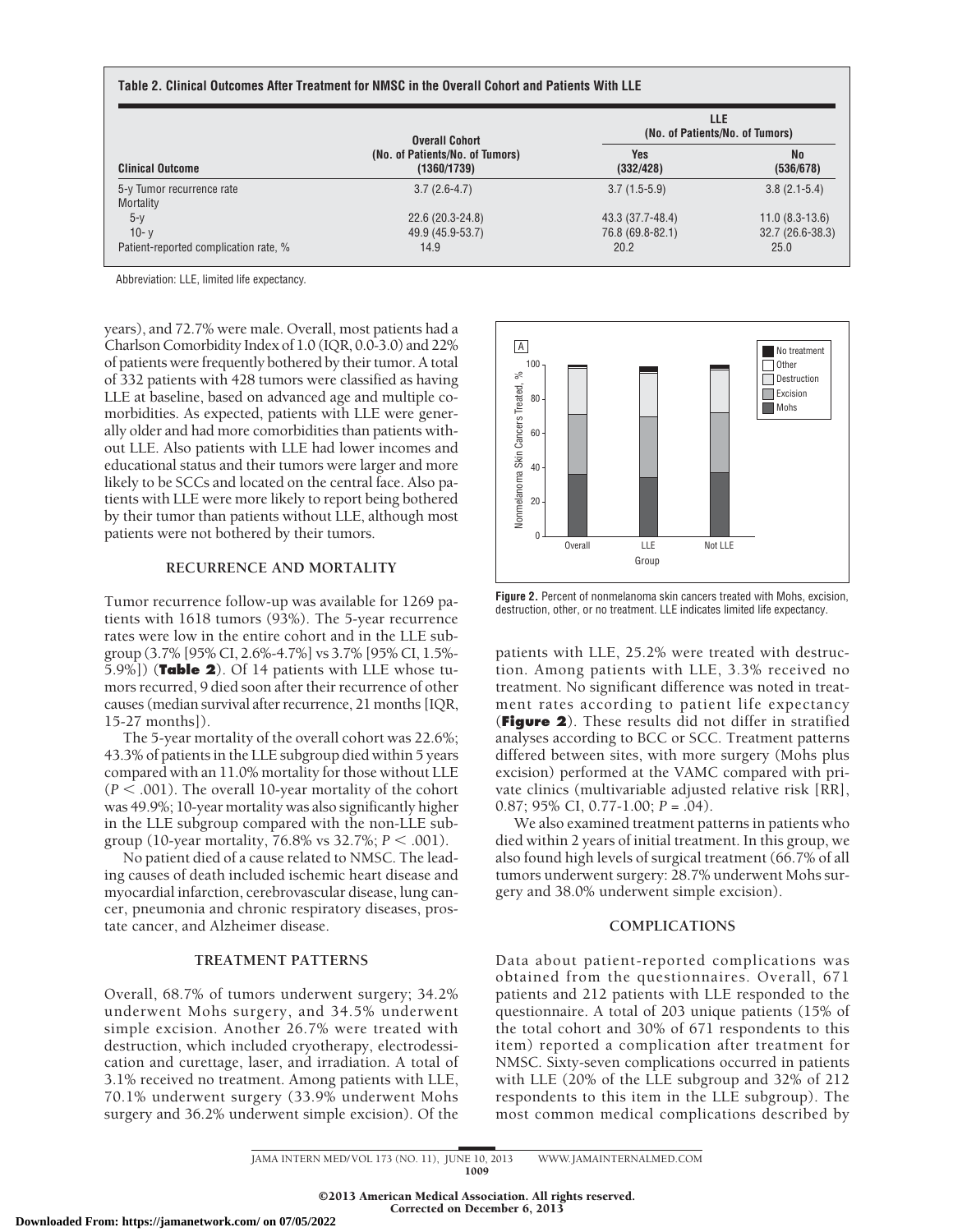**Table 2. Clinical Outcomes After Treatment for NMSC in the Overall Cohort and Patients With LLE**

| Clinical Outcome | Overall Cohort (No. of Patients/No. of Tumors) (1360/1739) | LLE (No. of Patients/No. of Tumors) Yes (332/428) | LLE (No. of Patients/No. of Tumors) No (536/678) |
|---|---|---|---|
| 5-y Tumor recurrence rate | 3.7 (2.6-4.7) | 3.7 (1.5-5.9) | 3.8 (2.1-5.4) |
| Mortality | | | |
| 5-y | 22.6 (20.3-24.8) | 43.3 (37.7-48.4) | 11.0 (8.3-13.6) |
| 10- y | 49.9 (45.9-53.7) | 76.8 (69.8-82.1) | 32.7 (26.6-38.3) |
| Patient-reported complication rate, % | 14.9 | 20.2 | 25.0 |

Abbreviation: LLE, limited life expectancy.

years), and 72.7% were male. Overall, most patients had a Charlson Comorbidity Index of 1.0 (IQR, 0.0-3.0) and 22% of patients were frequently bothered by their tumor. A total of 332 patients with 428 tumors were classified as having LLE at baseline, based on advanced age and multiple comorbidities. As expected, patients with LLE were generally older and had more comorbidities than patients without LLE. Also patients with LLE had lower incomes and educational status and their tumors were larger and more likely to be SCCs and located on the central face. Also patients with LLE were more likely to report being bothered by their tumor than patients without LLE, although most patients were not bothered by their tumors.

## RECURRENCE AND MORTALITY

Tumor recurrence follow-up was available for 1269 patients with 1618 tumors (93%). The 5-year recurrence rates were low in the entire cohort and in the LLE subgroup (3.7% [95% CI, 2.6%-4.7%] vs 3.7% [95% CI, 1.5%-5.9%]) (**Table 2**). Of 14 patients with LLE whose tumors recurred, 9 died soon after their recurrence of other causes (median survival after recurrence, 21 months [IQR, 15-27 months]).

The 5-year mortality of the overall cohort was 22.6%; 43.3% of patients in the LLE subgroup died within 5 years compared with an 11.0% mortality for those without LLE ($P < .001$). The overall 10-year mortality of the cohort was 49.9%; 10-year mortality was also significantly higher in the LLE subgroup compared with the non-LLE subgroup (10-year mortality, 76.8% vs 32.7%; $P < .001$).

No patient died of a cause related to NMSC. The leading causes of death included ischemic heart disease and myocardial infarction, cerebrovascular disease, lung cancer, pneumonia and chronic respiratory diseases, prostate cancer, and Alzheimer disease.

## TREATMENT PATTERNS

Overall, 68.7% of tumors underwent surgery; 34.2% underwent Mohs surgery, and 34.5% underwent simple excision. Another 26.7% were treated with destruction, which included cryotherapy, electrodessication and curettage, laser, and irradiation. A total of 3.1% received no treatment. Among patients with LLE, 70.1% underwent surgery (33.9% underwent Mohs surgery and 36.2% underwent simple excision). Of the patients with LLE, 25.2% were treated with destruction. Among patients with LLE, 3.3% received no treatment. No significant difference was noted in treatment rates according to patient life expectancy (**Figure 2**). These results did not differ in stratified analyses according to BCC or SCC. Treatment patterns differed between sites, with more surgery (Mohs plus excision) performed at the VAMC compared with private clinics (multivariable adjusted relative risk [RR], 0.87; 95% CI, 0.77-1.00; $P = .04$).

Figure 2. Percent of nonmelanoma skin cancers treated with Mohs, excision, destruction, other, or no treatment. LLE indicates limited life expectancy.

We also examined treatment patterns in patients who died within 2 years of initial treatment. In this group, we also found high levels of surgical treatment (66.7% of all tumors underwent surgery: 28.7% underwent Mohs surgery and 38.0% underwent simple excision).

## COMPLICATIONS

Data about patient-reported complications was obtained from the questionnaires. Overall, 671 patients and 212 patients with LLE responded to the questionnaire. A total of 203 unique patients (15% of the total cohort and 30% of 671 respondents to this item) reported a complication after treatment for NMSC. Sixty-seven complications occurred in patients with LLE (20% of the LLE subgroup and 32% of 212 respondents to this item in the LLE subgroup). The most common medical complications described by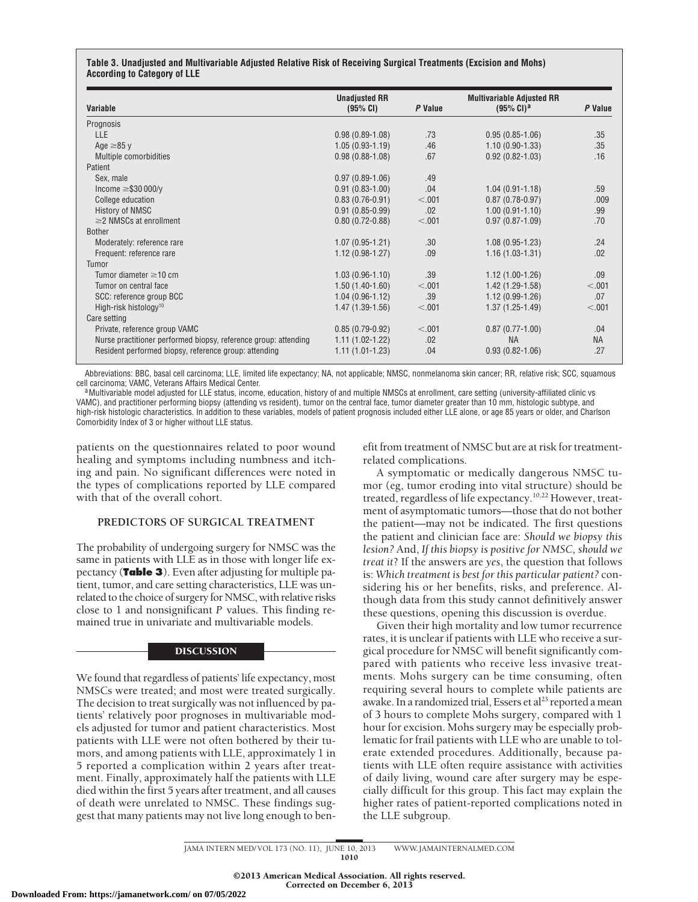**Table 3. Unadjusted and Multivariable Adjusted Relative Risk of Receiving Surgical Treatments (Excision and Mohs) According to Category of LLE**

| Variable | Unadjusted RR (95% CI) | P Value | Multivariable Adjusted RR (95% CI)[a] | P Value |
|---|---|---|---|---|
| Prognosis | | | | |
| LLE | 0.98 (0.89-1.08) | .73 | 0.95 (0.85-1.06) | .35 |
| Age ≥85 y | 1.05 (0.93-1.19) | .46 | 1.10 (0.90-1.33) | .35 |
| Multiple comorbidities | 0.98 (0.88-1.08) | .67 | 0.92 (0.82-1.03) | .16 |
| Patient | | | | |
| Sex, male | 0.97 (0.89-1.06) | .49 | | |
| Income ≥$30 000/y | 0.91 (0.83-1.00) | .04 | 1.04 (0.91-1.18) | .59 |
| College education | 0.83 (0.76-0.91) | <.001 | 0.87 (0.78-0.97) | .009 |
| History of NMSC | 0.91 (0.85-0.99) | .02 | 1.00 (0.91-1.10) | .99 |
| ≥2 NMSCs at enrollment | 0.80 (0.72-0.88) | <.001 | 0.97 (0.87-1.09) | .70 |
| Bother | | | | |
| Moderately: reference rare | 1.07 (0.95-1.21) | .30 | 1.08 (0.95-1.23) | .24 |
| Frequent: reference rare | 1.12 (0.98-1.27) | .09 | 1.16 (1.03-1.31) | .02 |
| Tumor | | | | |
| Tumor diameter ≥10 cm | 1.03 (0.96-1.10) | .39 | 1.12 (1.00-1.26) | .09 |
| Tumor on central face | 1.50 (1.40-1.60) | <.001 | 1.42 (1.29-1.58) | <.001 |
| SCC: reference group BCC | 1.04 (0.96-1.12) | .39 | 1.12 (0.99-1.26) | .07 |
| High-risk histology[10] | 1.47 (1.39-1.56) | <.001 | 1.37 (1.25-1.49) | <.001 |
| Care setting | | | | |
| Private, reference group VAMC | 0.85 (0.79-0.92) | <.001 | 0.87 (0.77-1.00) | .04 |
| Nurse practitioner performed biopsy, reference group: attending | 1.11 (1.02-1.22) | .02 | NA | NA |
| Resident performed biopsy, reference group: attending | 1.11 (1.01-1.23) | .04 | 0.93 (0.82-1.06) | .27 |

Abbreviations: BBC, basal cell carcinoma; LLE, limited life expectancy; NA, not applicable; NMSC, nonmelanoma skin cancer; RR, relative risk; SCC, squamous cell carcinoma; VAMC, Veterans Affairs Medical Center.

[a] Multivariable model adjusted for LLE status, income, education, history of and multiple NMSCs at enrollment, care setting (university-affiliated clinic vs VAMC), and practitioner performing biopsy (attending vs resident), tumor on the central face, tumor diameter greater than 10 mm, histologic subtype, and high-risk histologic characteristics. In addition to these variables, models of patient prognosis included either LLE alone, or age 85 years or older, and Charlson Comorbidity Index of 3 or higher without LLE status.

patients on the questionnaires related to poor wound healing and symptoms including numbness and itching and pain. No significant differences were noted in the types of complications reported by LLE compared with that of the overall cohort.

### PREDICTORS OF SURGICAL TREATMENT

The probability of undergoing surgery for NMSC was the same in patients with LLE as in those with longer life expectancy (**Table 3**). Even after adjusting for multiple patient, tumor, and care setting characteristics, LLE was unrelated to the choice of surgery for NMSC, with relative risks close to 1 and nonsignificant *P* values. This finding remained true in univariate and multivariable models.

## DISCUSSION

We found that regardless of patients' life expectancy, most NMSCs were treated; and most were treated surgically. The decision to treat surgically was not influenced by patients' relatively poor prognoses in multivariable models adjusted for tumor and patient characteristics. Most patients with LLE were not often bothered by their tumors, and among patients with LLE, approximately 1 in 5 reported a complication within 2 years after treatment. Finally, approximately half the patients with LLE died within the first 5 years after treatment, and all causes of death were unrelated to NMSC. These findings suggest that many patients may not live long enough to benefit from treatment of NMSC but are at risk for treatment-related complications.

A symptomatic or medically dangerous NMSC tumor (eg, tumor eroding into vital structure) should be treated, regardless of life expectancy.[10,22] However, treatment of asymptomatic tumors—those that do not bother the patient—may not be indicated. The first questions the patient and clinician face are: *Should we biopsy this lesion?* And, *If this biopsy is positive for NMSC, should we treat it?* If the answers are *yes*, the question that follows is: *Which treatment is best for this particular patient?* considering his or her benefits, risks, and preference. Although data from this study cannot definitively answer these questions, opening this discussion is overdue.

Given their high mortality and low tumor recurrence rates, it is unclear if patients with LLE who receive a surgical procedure for NMSC will benefit significantly compared with patients who receive less invasive treatments. Mohs surgery can be time consuming, often requiring several hours to complete while patients are awake. In a randomized trial, Essers et al[23] reported a mean of 3 hours to complete Mohs surgery, compared with 1 hour for excision. Mohs surgery may be especially problematic for frail patients with LLE who are unable to tolerate extended procedures. Additionally, because patients with LLE often require assistance with activities of daily living, wound care after surgery may be especially difficult for this group. This fact may explain the higher rates of patient-reported complications noted in the LLE subgroup.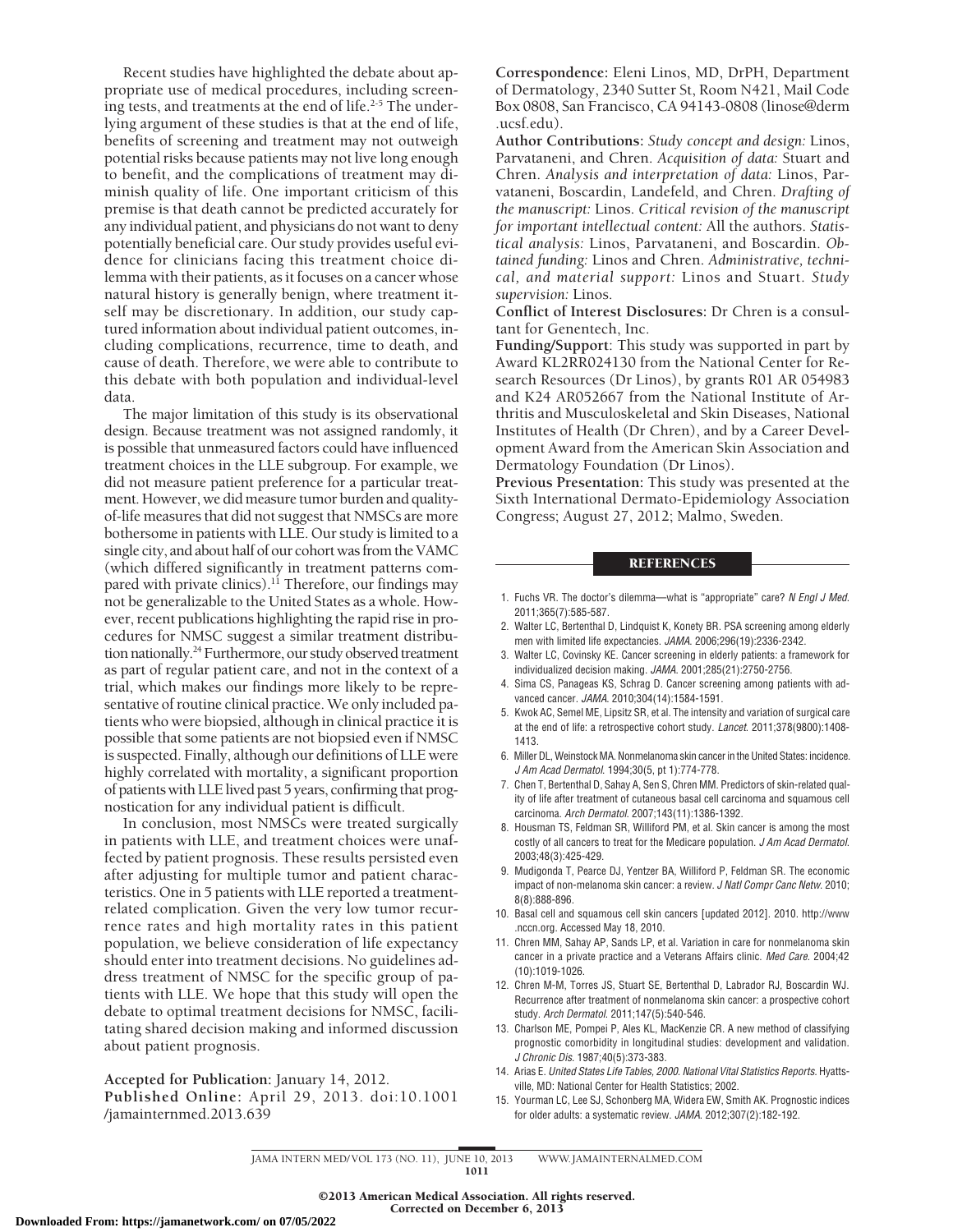Recent studies have highlighted the debate about appropriate use of medical procedures, including screening tests, and treatments at the end of life.[2-5] The underlying argument of these studies is that at the end of life, benefits of screening and treatment may not outweigh potential risks because patients may not live long enough to benefit, and the complications of treatment may diminish quality of life. One important criticism of this premise is that death cannot be predicted accurately for any individual patient, and physicians do not want to deny potentially beneficial care. Our study provides useful evidence for clinicians facing this treatment choice dilemma with their patients, as it focuses on a cancer whose natural history is generally benign, where treatment itself may be discretionary. In addition, our study captured information about individual patient outcomes, including complications, recurrence, time to death, and cause of death. Therefore, we were able to contribute to this debate with both population and individual-level data.

The major limitation of this study is its observational design. Because treatment was not assigned randomly, it is possible that unmeasured factors could have influenced treatment choices in the LLE subgroup. For example, we did not measure patient preference for a particular treatment. However, we did measure tumor burden and quality-of-life measures that did not suggest that NMSCs are more bothersome in patients with LLE. Our study is limited to a single city, and about half of our cohort was from the VAMC (which differed significantly in treatment patterns compared with private clinics).[11] Therefore, our findings may not be generalizable to the United States as a whole. However, recent publications highlighting the rapid rise in procedures for NMSC suggest a similar treatment distribution nationally.[24] Furthermore, our study observed treatment as part of regular patient care, and not in the context of a trial, which makes our findings more likely to be representative of routine clinical practice. We only included patients who were biopsied, although in clinical practice it is possible that some patients are not biopsied even if NMSC is suspected. Finally, although our definitions of LLE were highly correlated with mortality, a significant proportion of patients with LLE lived past 5 years, confirming that prognostication for any individual patient is difficult.

In conclusion, most NMSCs were treated surgically in patients with LLE, and treatment choices were unaffected by patient prognosis. These results persisted even after adjusting for multiple tumor and patient characteristics. One in 5 patients with LLE reported a treatment-related complication. Given the very low tumor recurrence rates and high mortality rates in this patient population, we believe consideration of life expectancy should enter into treatment decisions. No guidelines address treatment of NMSC for the specific group of patients with LLE. We hope that this study will open the debate to optimal treatment decisions for NMSC, facilitating shared decision making and informed discussion about patient prognosis.

**Accepted for Publication:** January 14, 2012.

**Published Online:** April 29, 2013. doi:10.1001/jamainternmed.2013.639

**Correspondence:** Eleni Linos, MD, DrPH, Department of Dermatology, 2340 Sutter St, Room N421, Mail Code Box 0808, San Francisco, CA 94143-0808 (linose@derm.ucsf.edu).

**Author Contributions:** *Study concept and design:* Linos, Parvataneni, and Chren. *Acquisition of data:* Stuart and Chren. *Analysis and interpretation of data:* Linos, Parvataneni, Boscardin, Landefeld, and Chren. *Drafting of the manuscript:* Linos. *Critical revision of the manuscript for important intellectual content:* All the authors. *Statistical analysis:* Linos, Parvataneni, and Boscardin. *Obtained funding:* Linos and Chren. *Administrative, technical, and material support:* Linos and Stuart. *Study supervision:* Linos.

**Conflict of Interest Disclosures:** Dr Chren is a consultant for Genentech, Inc.

**Funding/Support**: This study was supported in part by Award KL2RR024130 from the National Center for Research Resources (Dr Linos), by grants R01 AR 054983 and K24 AR052667 from the National Institute of Arthritis and Musculoskeletal and Skin Diseases, National Institutes of Health (Dr Chren), and by a Career Development Award from the American Skin Association and Dermatology Foundation (Dr Linos).

**Previous Presentation:** This study was presented at the Sixth International Dermato-Epidemiology Association Congress; August 27, 2012; Malmo, Sweden.

## REFERENCES

1. Fuchs VR. The doctor's dilemma—what is "appropriate" care? *N Engl J Med*. 2011;365(7):585-587.
2. Walter LC, Bertenthal D, Lindquist K, Konety BR. PSA screening among elderly men with limited life expectancies. *JAMA*. 2006;296(19):2336-2342.
3. Walter LC, Covinsky KE. Cancer screening in elderly patients: a framework for individualized decision making. *JAMA*. 2001;285(21):2750-2756.
4. Sima CS, Panageas KS, Schrag D. Cancer screening among patients with advanced cancer. *JAMA*. 2010;304(14):1584-1591.
5. Kwok AC, Semel ME, Lipsitz SR, et al. The intensity and variation of surgical care at the end of life: a retrospective cohort study. *Lancet*. 2011;378(9800):1408-1413.
6. Miller DL, Weinstock MA. Nonmelanoma skin cancer in the United States: incidence. *J Am Acad Dermatol*. 1994;30(5, pt 1):774-778.
7. Chen T, Bertenthal D, Sahay A, Sen S, Chren MM. Predictors of skin-related quality of life after treatment of cutaneous basal cell carcinoma and squamous cell carcinoma. *Arch Dermatol*. 2007;143(11):1386-1392.
8. Housman TS, Feldman SR, Williford PM, et al. Skin cancer is among the most costly of all cancers to treat for the Medicare population. *J Am Acad Dermatol*. 2003;48(3):425-429.
9. Mudigonda T, Pearce DJ, Yentzer BA, Williford P, Feldman SR. The economic impact of non-melanoma skin cancer: a review. *J Natl Compr Canc Netw*. 2010;8(8):888-896.
10. Basal cell and squamous cell skin cancers [updated 2012]. 2010. http://www.nccn.org. Accessed May 18, 2010.
11. Chren MM, Sahay AP, Sands LP, et al. Variation in care for nonmelanoma skin cancer in a private practice and a Veterans Affairs clinic. *Med Care*. 2004;42(10):1019-1026.
12. Chren M-M, Torres JS, Stuart SE, Bertenthal D, Labrador RJ, Boscardin WJ. Recurrence after treatment of nonmelanoma skin cancer: a prospective cohort study. *Arch Dermatol*. 2011;147(5):540-546.
13. Charlson ME, Pompei P, Ales KL, MacKenzie CR. A new method of classifying prognostic comorbidity in longitudinal studies: development and validation. *J Chronic Dis*. 1987;40(5):373-383.
14. Arias E. *United States Life Tables, 2000. National Vital Statistics Reports.* Hyattsville, MD: National Center for Health Statistics; 2002.
15. Yourman LC, Lee SJ, Schonberg MA, Widera EW, Smith AK. Prognostic indices for older adults: a systematic review. *JAMA*. 2012;307(2):182-192.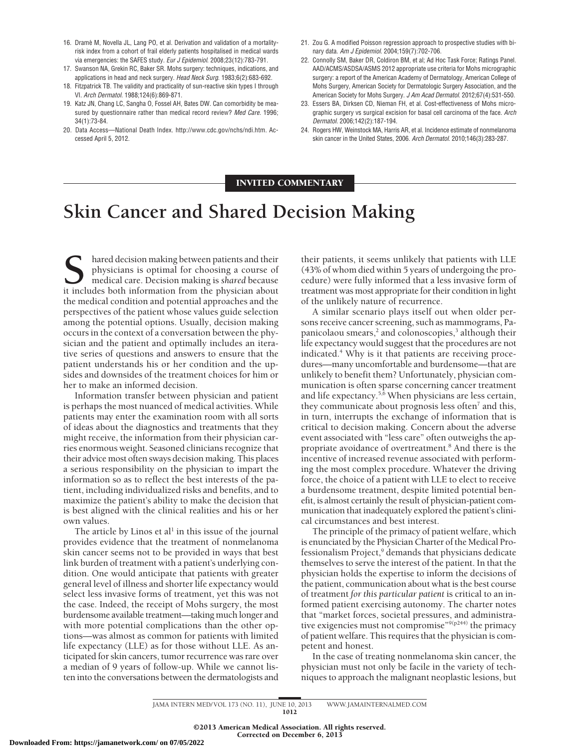16. Dramé M, Novella JL, Lang PO, et al. Derivation and validation of a mortality-risk index from a cohort of frail elderly patients hospitalised in medical wards via emergencies: the SAFES study. *Eur J Epidemiol*. 2008;23(12):783-791.
17. Swanson NA, Grekin RC, Baker SR. Mohs surgery: techniques, indications, and applications in head and neck surgery. *Head Neck Surg*. 1983;6(2):683-692.
18. Fitzpatrick TB. The validity and practicality of sun-reactive skin types I through VI. *Arch Dermatol*. 1988;124(6):869-871.
19. Katz JN, Chang LC, Sangha O, Fossel AH, Bates DW. Can comorbidity be measured by questionnaire rather than medical record review? *Med Care*. 1996;34(1):73-84.
20. Data Access—National Death Index. http://www.cdc.gov/nchs/ndi.htm. Accessed April 5, 2012.
21. Zou G. A modified Poisson regression approach to prospective studies with binary data. *Am J Epidemiol*. 2004;159(7):702-706.
22. Connolly SM, Baker DR, Coldiron BM, et al; Ad Hoc Task Force; Ratings Panel. AAD/ACMS/ASDSA/ASMS 2012 appropriate use criteria for Mohs micrographic surgery: a report of the American Academy of Dermatology, American College of Mohs Surgery, American Society for Dermatologic Surgery Association, and the American Society for Mohs Surgery. *J Am Acad Dermatol*. 2012;67(4):531-550.
23. Essers BA, Dirksen CD, Nieman FH, et al. Cost-effectiveness of Mohs micrographic surgery vs surgical excision for basal cell carcinoma of the face. *Arch Dermatol*. 2006;142(2):187-194.
24. Rogers HW, Weinstock MA, Harris AR, et al. Incidence estimate of nonmelanoma skin cancer in the United States, 2006. *Arch Dermatol*. 2010;146(3):283-287.

**INVITED COMMENTARY**

# Skin Cancer and Shared Decision Making

Shared decision making between patients and their physicians is optimal for choosing a course of medical care. Decision making is *shared* because it includes both information from the physician about the medical condition and potential approaches and the perspectives of the patient whose values guide selection among the potential options. Usually, decision making occurs in the context of a conversation between the physician and the patient and optimally includes an iterative series of questions and answers to ensure that the patient understands his or her condition and the upsides and downsides of the treatment choices for him or her to make an informed decision.

Information transfer between physician and patient is perhaps the most nuanced of medical activities. While patients may enter the examination room with all sorts of ideas about the diagnostics and treatments that they might receive, the information from their physician carries enormous weight. Seasoned clinicians recognize that their advice most often sways decision making. This places a serious responsibility on the physician to impart the information so as to reflect the best interests of the patient, including individualized risks and benefits, and to maximize the patient's ability to make the decision that is best aligned with the clinical realities and his or her own values.

The article by Linos et al[1] in this issue of the journal provides evidence that the treatment of nonmelanoma skin cancer seems not to be provided in ways that best link burden of treatment with a patient's underlying condition. One would anticipate that patients with greater general level of illness and shorter life expectancy would select less invasive forms of treatment, yet this was not the case. Indeed, the receipt of Mohs surgery, the most burdensome available treatment—taking much longer and with more potential complications than the other options—was almost as common for patients with limited life expectancy (LLE) as for those without LLE. As anticipated for skin cancers, tumor recurrence was rare over a median of 9 years of follow-up. While we cannot listen into the conversations between the dermatologists and their patients, it seems unlikely that patients with LLE (43% of whom died within 5 years of undergoing the procedure) were fully informed that a less invasive form of treatment was most appropriate for their condition in light of the unlikely nature of recurrence.

A similar scenario plays itself out when older persons receive cancer screening, such as mammograms, Papanicolaou smears,[2] and colonoscopies,[3] although their life expectancy would suggest that the procedures are not indicated.[4] Why is it that patients are receiving procedures—many uncomfortable and burdensome—that are unlikely to benefit them? Unfortunately, physician communication is often sparse concerning cancer treatment and life expectancy.[5,6] When physicians are less certain, they communicate about prognosis less often[7] and this, in turn, interrupts the exchange of information that is critical to decision making. Concern about the adverse event associated with "less care" often outweighs the appropriate avoidance of overtreatment.[8] And there is the incentive of increased revenue associated with performing the most complex procedure. Whatever the driving force, the choice of a patient with LLE to elect to receive a burdensome treatment, despite limited potential benefit, is almost certainly the result of physician-patient communication that inadequately explored the patient's clinical circumstances and best interest.

The principle of the primacy of patient welfare, which is enunciated by the Physician Charter of the Medical Professionalism Project,[9] demands that physicians dedicate themselves to serve the interest of the patient. In that the physician holds the expertise to inform the decisions of the patient, communication about what is the best course of treatment *for this particular patient* is critical to an informed patient exercising autonomy. The charter notes that "market forces, societal pressures, and administrative exigencies must not compromise"[9(p244)] the primacy of patient welfare. This requires that the physician is competent and honest.

In the case of treating nonmelanoma skin cancer, the physician must not only be facile in the variety of techniques to approach the malignant neoplastic lesions, but